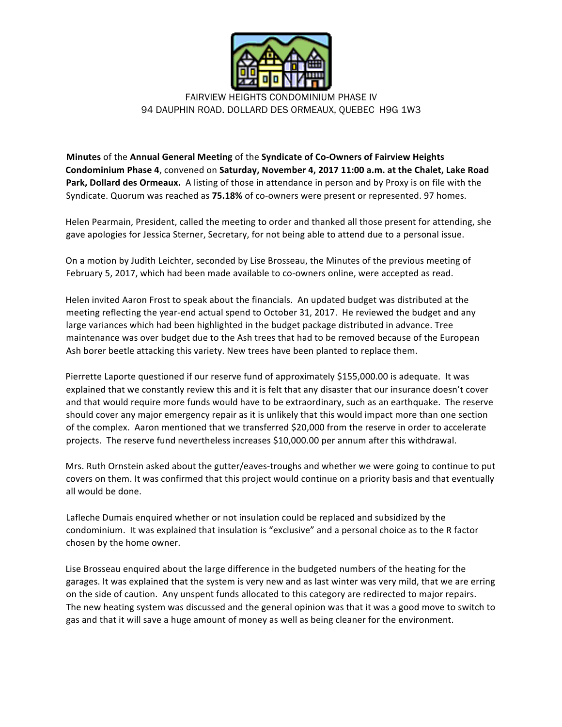FAIRVIEW HEIGHTS CONDOMINIUM PHASE IV
94 DAUPHIN ROAD. DOLLARD DES ORMEAUX, QUEBEC H9G 1W3

**Minutes** of the **Annual General Meeting** of the **Syndicate of Co-Owners of Fairview Heights Condominium Phase 4**, convened on **Saturday, November 4, 2017 11:00 a.m. at the Chalet, Lake Road Park, Dollard des Ormeaux.** A listing of those in attendance in person and by Proxy is on file with the Syndicate. Quorum was reached as **75.18%** of co-owners were present or represented. 97 homes.

Helen Pearmain, President, called the meeting to order and thanked all those present for attending, she gave apologies for Jessica Sterner, Secretary, for not being able to attend due to a personal issue.

On a motion by Judith Leichter, seconded by Lise Brosseau, the Minutes of the previous meeting of February 5, 2017, which had been made available to co-owners online, were accepted as read.

Helen invited Aaron Frost to speak about the financials. An updated budget was distributed at the meeting reflecting the year-end actual spend to October 31, 2017. He reviewed the budget and any large variances which had been highlighted in the budget package distributed in advance. Tree maintenance was over budget due to the Ash trees that had to be removed because of the European Ash borer beetle attacking this variety. New trees have been planted to replace them.

Pierrette Laporte questioned if our reserve fund of approximately $155,000.00 is adequate. It was explained that we constantly review this and it is felt that any disaster that our insurance doesn't cover and that would require more funds would have to be extraordinary, such as an earthquake. The reserve should cover any major emergency repair as it is unlikely that this would impact more than one section of the complex. Aaron mentioned that we transferred $20,000 from the reserve in order to accelerate projects. The reserve fund nevertheless increases $10,000.00 per annum after this withdrawal.

Mrs. Ruth Ornstein asked about the gutter/eaves-troughs and whether we were going to continue to put covers on them. It was confirmed that this project would continue on a priority basis and that eventually all would be done.

Lafleche Dumais enquired whether or not insulation could be replaced and subsidized by the condominium. It was explained that insulation is "exclusive" and a personal choice as to the R factor chosen by the home owner.

Lise Brosseau enquired about the large difference in the budgeted numbers of the heating for the garages. It was explained that the system is very new and as last winter was very mild, that we are erring on the side of caution. Any unspent funds allocated to this category are redirected to major repairs. The new heating system was discussed and the general opinion was that it was a good move to switch to gas and that it will save a huge amount of money as well as being cleaner for the environment.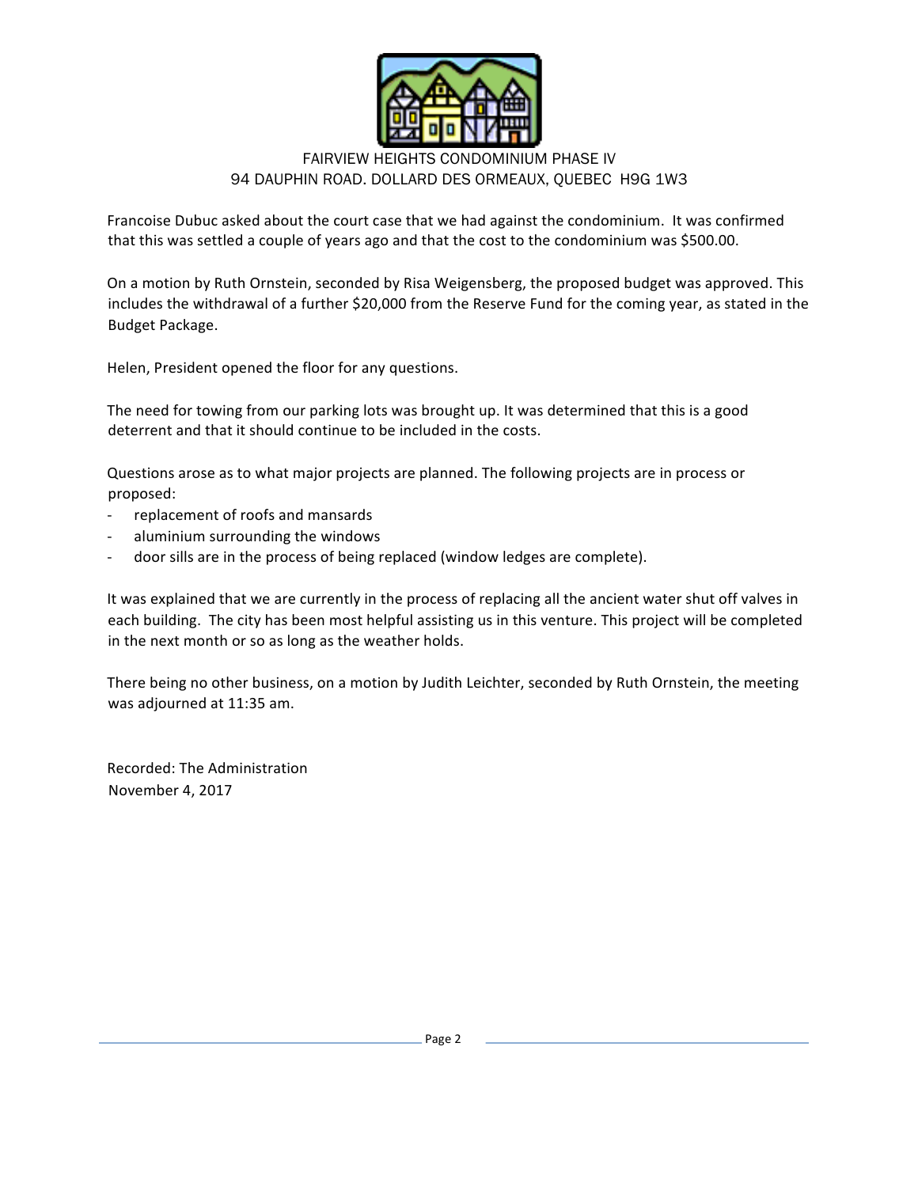FAIRVIEW HEIGHTS CONDOMINIUM PHASE IV
94 DAUPHIN ROAD. DOLLARD DES ORMEAUX, QUEBEC H9G 1W3

Francoise Dubuc asked about the court case that we had against the condominium. It was confirmed that this was settled a couple of years ago and that the cost to the condominium was $500.00.

On a motion by Ruth Ornstein, seconded by Risa Weigensberg, the proposed budget was approved. This includes the withdrawal of a further $20,000 from the Reserve Fund for the coming year, as stated in the Budget Package.

Helen, President opened the floor for any questions.

The need for towing from our parking lots was brought up. It was determined that this is a good deterrent and that it should continue to be included in the costs.

Questions arose as to what major projects are planned. The following projects are in process or proposed:

- replacement of roofs and mansards
- aluminium surrounding the windows
- door sills are in the process of being replaced (window ledges are complete).

It was explained that we are currently in the process of replacing all the ancient water shut off valves in each building. The city has been most helpful assisting us in this venture. This project will be completed in the next month or so as long as the weather holds.

There being no other business, on a motion by Judith Leichter, seconded by Ruth Ornstein, the meeting was adjourned at 11:35 am.

Recorded: The Administration
November 4, 2017